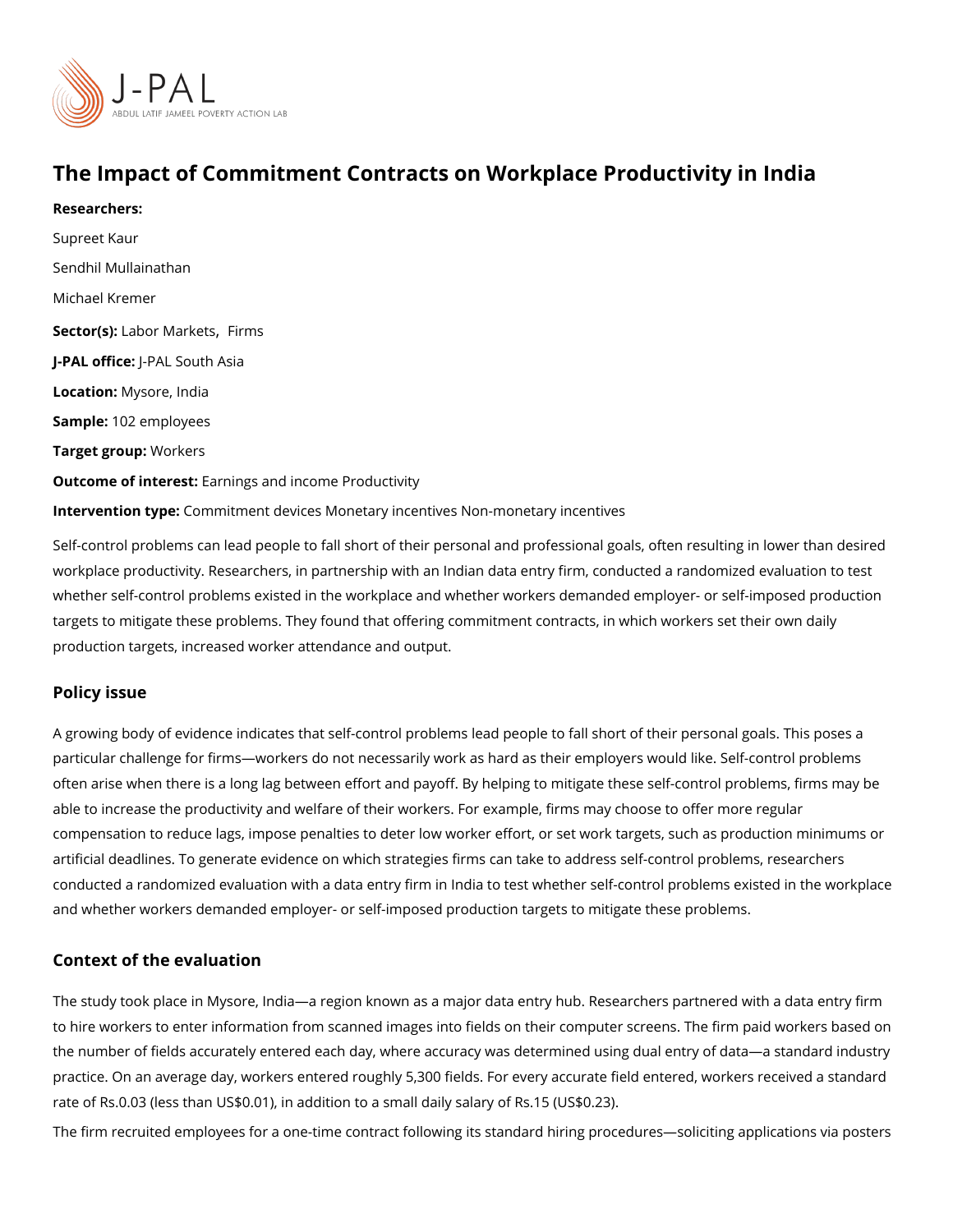# The Impact of Commitment Contracts on Workplace Productivity in India

**Researchers:**

Supreet Kaur

Sendhil Mullainathan

Michael Kremer

**Sector(s):** Labor Markets, Firms

**J-PAL office:** J-PAL South Asia

**Location:** Mysore, India

**Sample:** 102 employees

**Target group:** Workers

**Outcome of interest:** Earnings and income Productivity

**Intervention type:** Commitment devices Monetary incentives Non-monetary incentives

Self-control problems can lead people to fall short of their personal and professional goals, often resulting in lower than desired workplace productivity. Researchers, in partnership with an Indian data entry firm, conducted a randomized evaluation to test whether self-control problems existed in the workplace and whether workers demanded employer- or self-imposed production targets to mitigate these problems. They found that offering commitment contracts, in which workers set their own daily production targets, increased worker attendance and output.

## Policy issue

A growing body of evidence indicates that self-control problems lead people to fall short of their personal goals. This poses a particular challenge for firms—workers do not necessarily work as hard as their employers would like. Self-control problems often arise when there is a long lag between effort and payoff. By helping to mitigate these self-control problems, firms may be able to increase the productivity and welfare of their workers. For example, firms may choose to offer more regular compensation to reduce lags, impose penalties to deter low worker effort, or set work targets, such as production minimums or artificial deadlines. To generate evidence on which strategies firms can take to address self-control problems, researchers conducted a randomized evaluation with a data entry firm in India to test whether self-control problems existed in the workplace and whether workers demanded employer- or self-imposed production targets to mitigate these problems.

## Context of the evaluation

The study took place in Mysore, India—a region known as a major data entry hub. Researchers partnered with a data entry firm to hire workers to enter information from scanned images into fields on their computer screens. The firm paid workers based on the number of fields accurately entered each day, where accuracy was determined using dual entry of data—a standard industry practice. On an average day, workers entered roughly 5,300 fields. For every accurate field entered, workers received a standard rate of Rs.0.03 (less than US$0.01), in addition to a small daily salary of Rs.15 (US$0.23).

The firm recruited employees for a one-time contract following its standard hiring procedures—soliciting applications via posters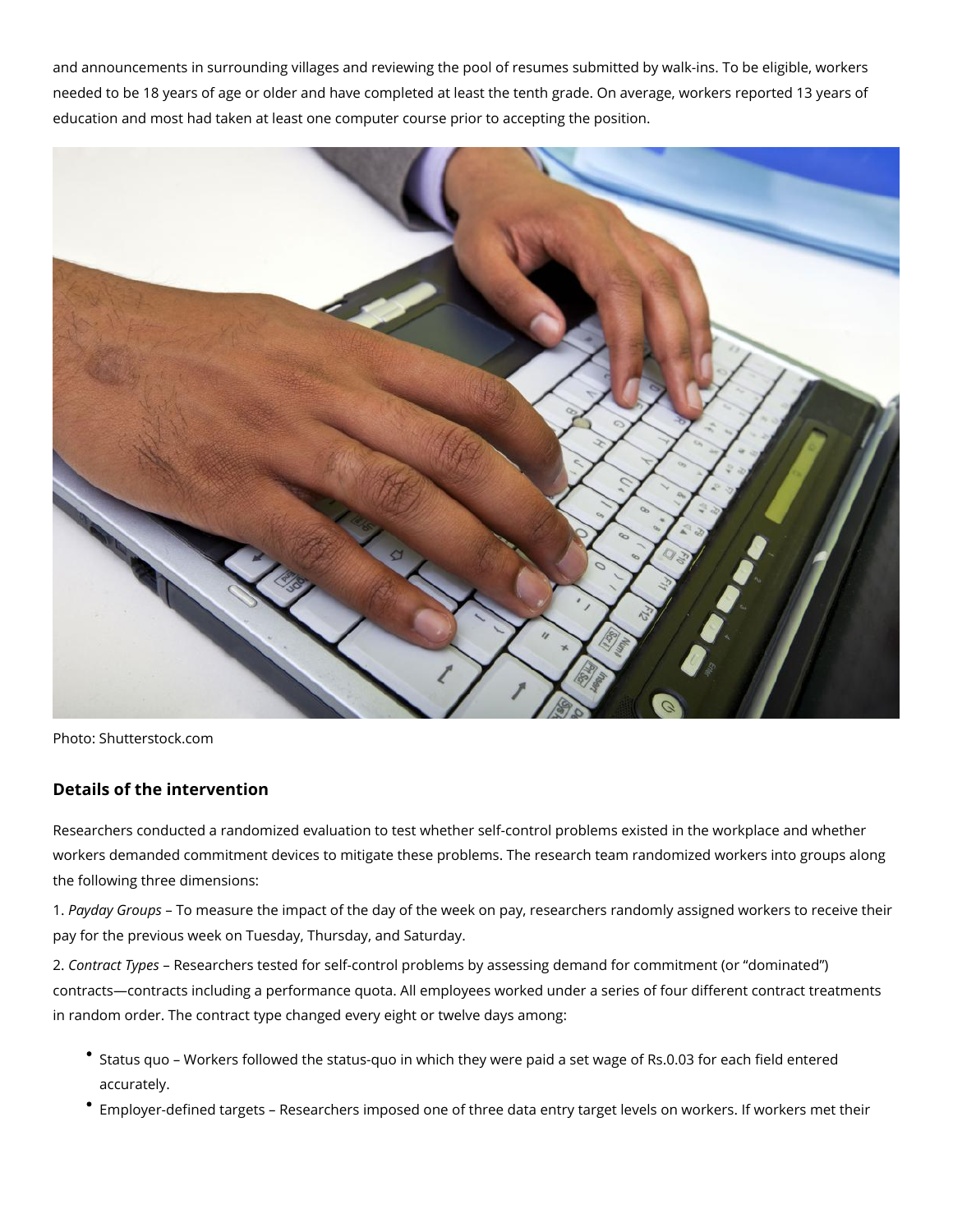and announcements in surrounding villages and reviewing the pool of resumes submitted by walk-ins. To be eligible, workers needed to be 18 years of age or older and have completed at least the tenth grade. On average, workers reported 13 years of education and most had taken at least one computer course prior to accepting the position.

Photo: Shutterstock.com

### Details of the intervention

Researchers conducted a randomized evaluation to test whether self-control problems existed in the workplace and whether workers demanded commitment devices to mitigate these problems. The research team randomized workers into groups along the following three dimensions:

1. *Payday Groups* – To measure the impact of the day of the week on pay, researchers randomly assigned workers to receive their pay for the previous week on Tuesday, Thursday, and Saturday.

2. *Contract Types* – Researchers tested for self-control problems by assessing demand for commitment (or "dominated") contracts—contracts including a performance quota. All employees worked under a series of four different contract treatments in random order. The contract type changed every eight or twelve days among:

- Status quo – Workers followed the status-quo in which they were paid a set wage of Rs.0.03 for each field entered accurately.
- Employer-defined targets – Researchers imposed one of three data entry target levels on workers. If workers met their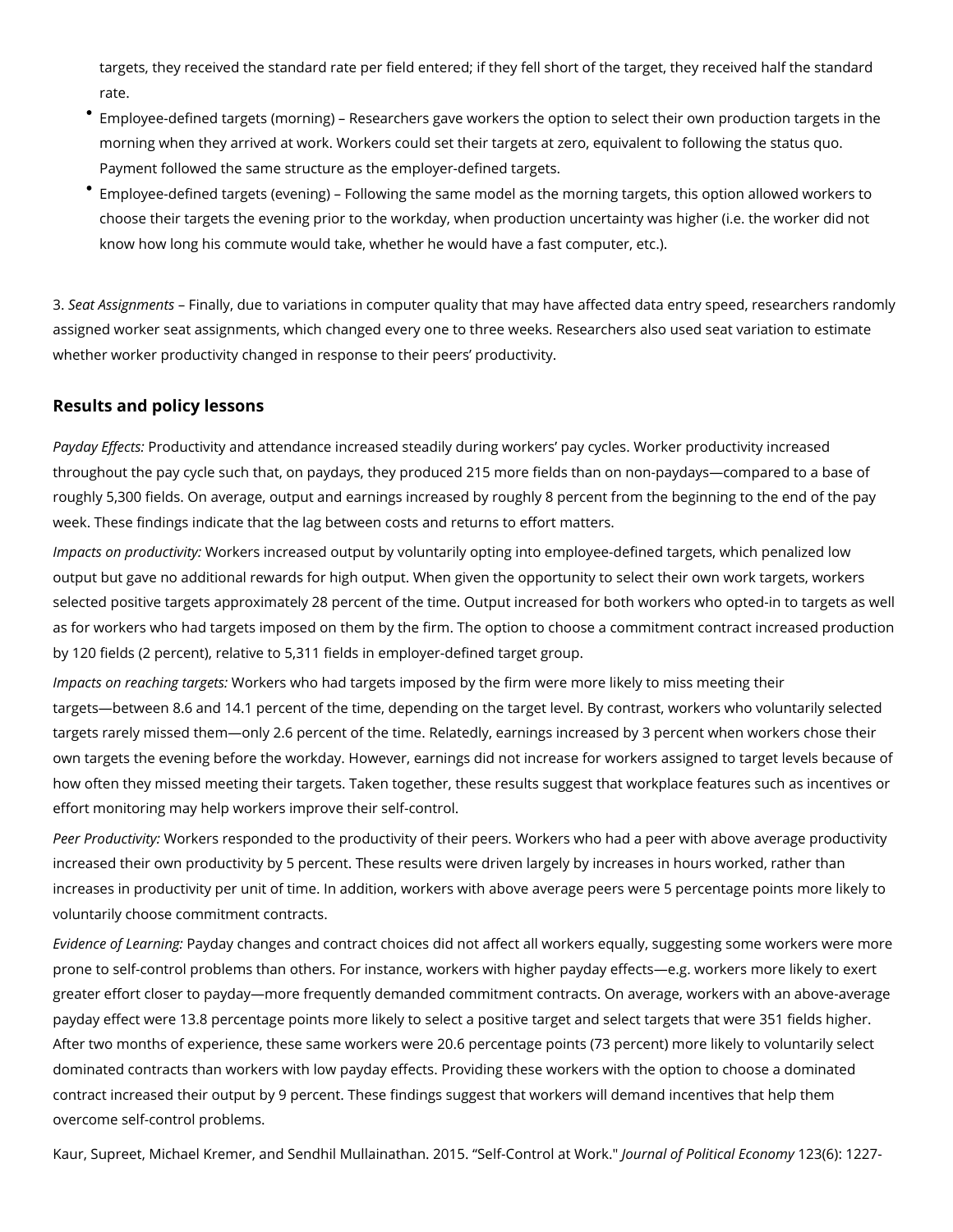targets, they received the standard rate per field entered; if they fell short of the target, they received half the standard rate.

- Employee-defined targets (morning) – Researchers gave workers the option to select their own production targets in the morning when they arrived at work. Workers could set their targets at zero, equivalent to following the status quo. Payment followed the same structure as the employer-defined targets.
- Employee-defined targets (evening) – Following the same model as the morning targets, this option allowed workers to choose their targets the evening prior to the workday, when production uncertainty was higher (i.e. the worker did not know how long his commute would take, whether he would have a fast computer, etc.).

3. *Seat Assignments* – Finally, due to variations in computer quality that may have affected data entry speed, researchers randomly assigned worker seat assignments, which changed every one to three weeks. Researchers also used seat variation to estimate whether worker productivity changed in response to their peers' productivity.

## Results and policy lessons

*Payday Effects:* Productivity and attendance increased steadily during workers' pay cycles. Worker productivity increased throughout the pay cycle such that, on paydays, they produced 215 more fields than on non-paydays—compared to a base of roughly 5,300 fields. On average, output and earnings increased by roughly 8 percent from the beginning to the end of the pay week. These findings indicate that the lag between costs and returns to effort matters.

*Impacts on productivity:* Workers increased output by voluntarily opting into employee-defined targets, which penalized low output but gave no additional rewards for high output. When given the opportunity to select their own work targets, workers selected positive targets approximately 28 percent of the time. Output increased for both workers who opted-in to targets as well as for workers who had targets imposed on them by the firm. The option to choose a commitment contract increased production by 120 fields (2 percent), relative to 5,311 fields in employer-defined target group.

*Impacts on reaching targets:* Workers who had targets imposed by the firm were more likely to miss meeting their targets—between 8.6 and 14.1 percent of the time, depending on the target level. By contrast, workers who voluntarily selected targets rarely missed them—only 2.6 percent of the time. Relatedly, earnings increased by 3 percent when workers chose their own targets the evening before the workday. However, earnings did not increase for workers assigned to target levels because of how often they missed meeting their targets. Taken together, these results suggest that workplace features such as incentives or effort monitoring may help workers improve their self-control.

*Peer Productivity:* Workers responded to the productivity of their peers. Workers who had a peer with above average productivity increased their own productivity by 5 percent. These results were driven largely by increases in hours worked, rather than increases in productivity per unit of time. In addition, workers with above average peers were 5 percentage points more likely to voluntarily choose commitment contracts.

*Evidence of Learning:* Payday changes and contract choices did not affect all workers equally, suggesting some workers were more prone to self-control problems than others. For instance, workers with higher payday effects—e.g. workers more likely to exert greater effort closer to payday—more frequently demanded commitment contracts. On average, workers with an above-average payday effect were 13.8 percentage points more likely to select a positive target and select targets that were 351 fields higher. After two months of experience, these same workers were 20.6 percentage points (73 percent) more likely to voluntarily select dominated contracts than workers with low payday effects. Providing these workers with the option to choose a dominated contract increased their output by 9 percent. These findings suggest that workers will demand incentives that help them overcome self-control problems.

Kaur, Supreet, Michael Kremer, and Sendhil Mullainathan. 2015. "Self-Control at Work." *Journal of Political Economy* 123(6): 1227-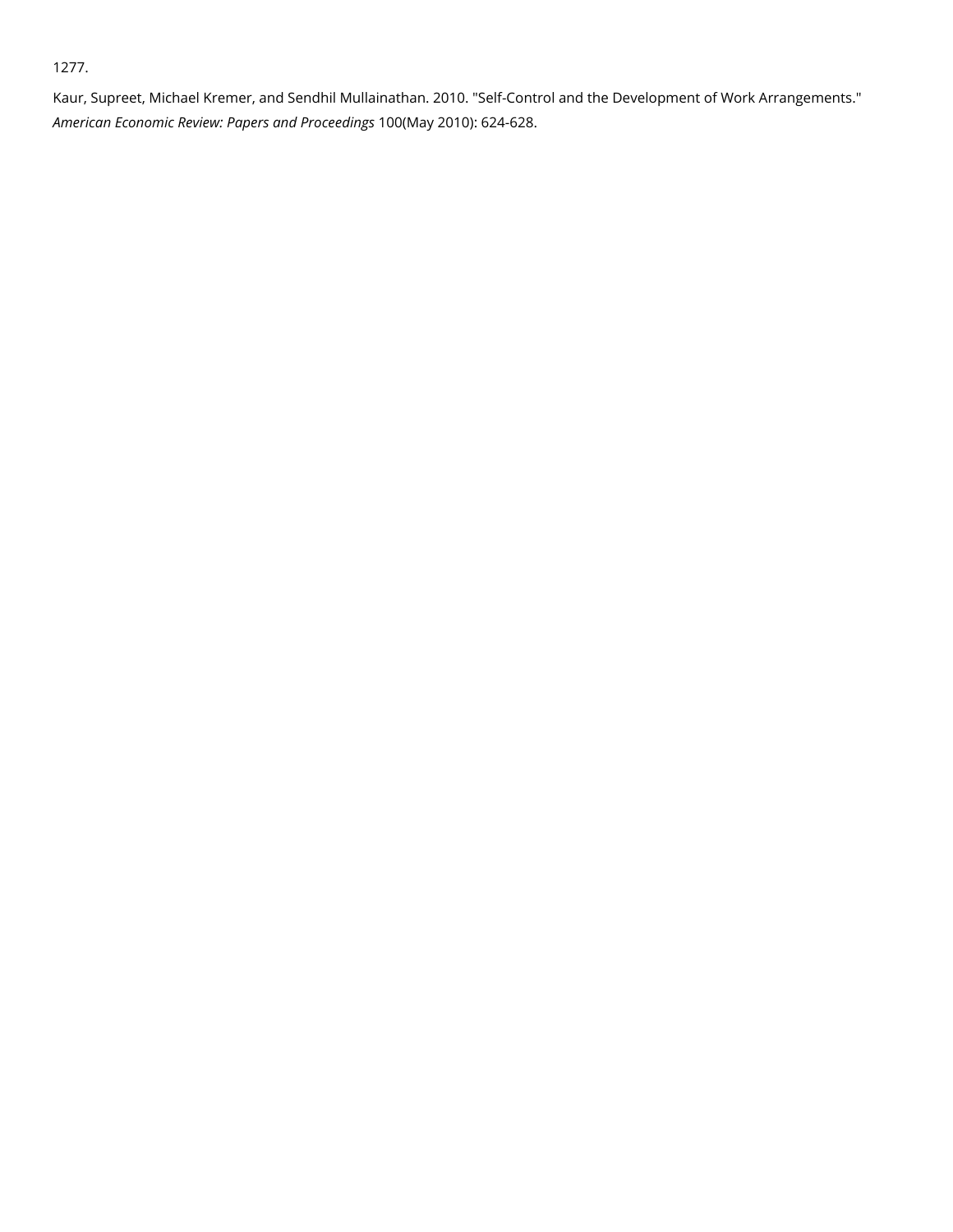1277.

Kaur, Supreet, Michael Kremer, and Sendhil Mullainathan. 2010. "Self-Control and the Development of Work Arrangements." *American Economic Review: Papers and Proceedings* 100(May 2010): 624-628.